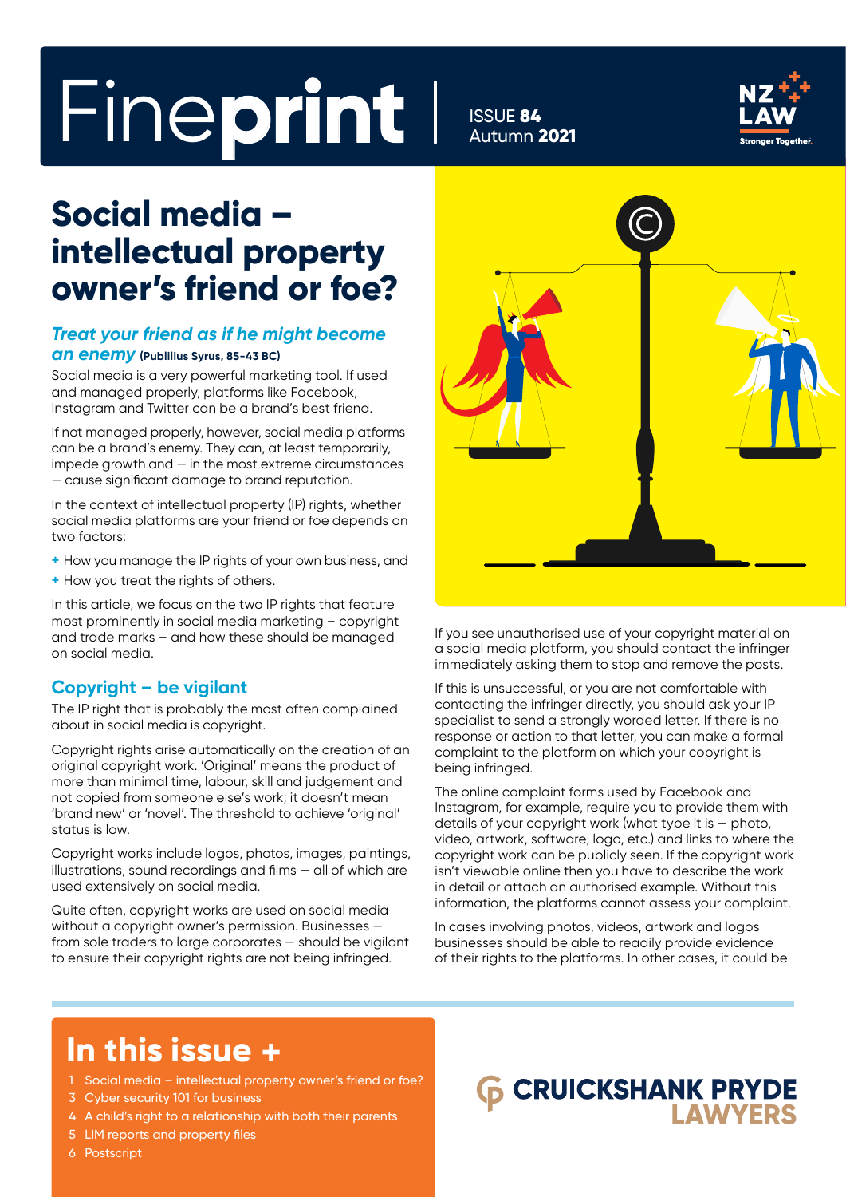# Fineprint | ISSUE 84 Autumn 2021

NZ LAW Stronger Together.

## Social media – intellectual property owner's friend or foe?

### *Treat your friend as if he might become an enemy* (Publilius Syrus, 85-43 BC)

Social media is a very powerful marketing tool. If used and managed properly, platforms like Facebook, Instagram and Twitter can be a brand's best friend.

If not managed properly, however, social media platforms can be a brand's enemy. They can, at least temporarily, impede growth and — in the most extreme circumstances — cause significant damage to brand reputation.

In the context of intellectual property (IP) rights, whether social media platforms are your friend or foe depends on two factors:

+ How you manage the IP rights of your own business, and
+ How you treat the rights of others.

In this article, we focus on the two IP rights that feature most prominently in social media marketing – copyright and trade marks – and how these should be managed on social media.

### Copyright – be vigilant

The IP right that is probably the most often complained about in social media is copyright.

Copyright rights arise automatically on the creation of an original copyright work. 'Original' means the product of more than minimal time, labour, skill and judgement and not copied from someone else's work; it doesn't mean 'brand new' or 'novel'. The threshold to achieve 'original' status is low.

Copyright works include logos, photos, images, paintings, illustrations, sound recordings and films — all of which are used extensively on social media.

Quite often, copyright works are used on social media without a copyright owner's permission. Businesses — from sole traders to large corporates — should be vigilant to ensure their copyright rights are not being infringed.

If you see unauthorised use of your copyright material on a social media platform, you should contact the infringer immediately asking them to stop and remove the posts.

If this is unsuccessful, or you are not comfortable with contacting the infringer directly, you should ask your IP specialist to send a strongly worded letter. If there is no response or action to that letter, you can make a formal complaint to the platform on which your copyright is being infringed.

The online complaint forms used by Facebook and Instagram, for example, require you to provide them with details of your copyright work (what type it is — photo, video, artwork, software, logo, etc.) and links to where the copyright work can be publicly seen. If the copyright work isn't viewable online then you have to describe the work in detail or attach an authorised example. Without this information, the platforms cannot assess your complaint.

In cases involving photos, videos, artwork and logos businesses should be able to readily provide evidence of their rights to the platforms. In other cases, it could be

## In this issue +

1. Social media – intellectual property owner's friend or foe?
3. Cyber security 101 for business
4. A child's right to a relationship with both their parents
5. LIM reports and property files
6. Postscript

CRUICKSHANK PRYDE LAWYERS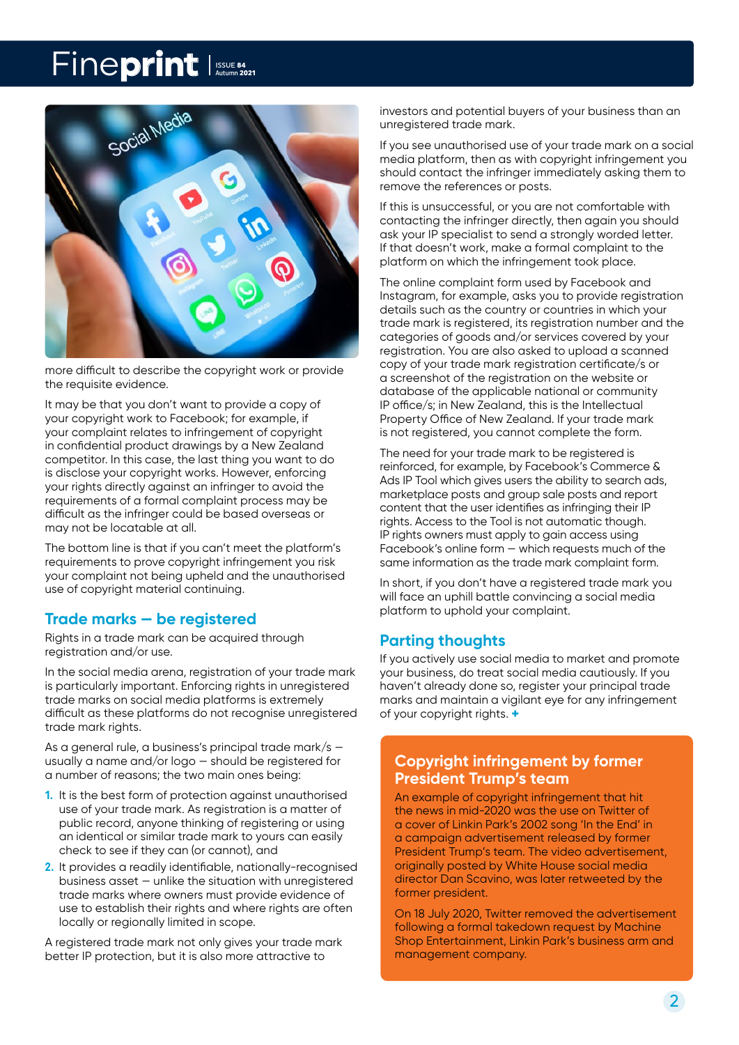more difficult to describe the copyright work or provide the requisite evidence.

It may be that you don't want to provide a copy of your copyright work to Facebook; for example, if your complaint relates to infringement of copyright in confidential product drawings by a New Zealand competitor. In this case, the last thing you want to do is disclose your copyright works. However, enforcing your rights directly against an infringer to avoid the requirements of a formal complaint process may be difficult as the infringer could be based overseas or may not be locatable at all.

The bottom line is that if you can't meet the platform's requirements to prove copyright infringement you risk your complaint not being upheld and the unauthorised use of copyright material continuing.

## Trade marks – be registered

Rights in a trade mark can be acquired through registration and/or use.

In the social media arena, registration of your trade mark is particularly important. Enforcing rights in unregistered trade marks on social media platforms is extremely difficult as these platforms do not recognise unregistered trade mark rights.

As a general rule, a business's principal trade mark/s – usually a name and/or logo – should be registered for a number of reasons; the two main ones being:

1. It is the best form of protection against unauthorised use of your trade mark. As registration is a matter of public record, anyone thinking of registering or using an identical or similar trade mark to yours can easily check to see if they can (or cannot), and
2. It provides a readily identifiable, nationally-recognised business asset – unlike the situation with unregistered trade marks where owners must provide evidence of use to establish their rights and where rights are often locally or regionally limited in scope.

A registered trade mark not only gives your trade mark better IP protection, but it is also more attractive to investors and potential buyers of your business than an unregistered trade mark.

If you see unauthorised use of your trade mark on a social media platform, then as with copyright infringement you should contact the infringer immediately asking them to remove the references or posts.

If this is unsuccessful, or you are not comfortable with contacting the infringer directly, then again you should ask your IP specialist to send a strongly worded letter. If that doesn't work, make a formal complaint to the platform on which the infringement took place.

The online complaint form used by Facebook and Instagram, for example, asks you to provide registration details such as the country or countries in which your trade mark is registered, its registration number and the categories of goods and/or services covered by your registration. You are also asked to upload a scanned copy of your trade mark registration certificate/s or a screenshot of the registration on the website or database of the applicable national or community IP office/s; in New Zealand, this is the Intellectual Property Office of New Zealand. If your trade mark is not registered, you cannot complete the form.

The need for your trade mark to be registered is reinforced, for example, by Facebook's Commerce & Ads IP Tool which gives users the ability to search ads, marketplace posts and group sale posts and report content that the user identifies as infringing their IP rights. Access to the Tool is not automatic though. IP rights owners must apply to gain access using Facebook's online form – which requests much of the same information as the trade mark complaint form.

In short, if you don't have a registered trade mark you will face an uphill battle convincing a social media platform to uphold your complaint.

## Parting thoughts

If you actively use social media to market and promote your business, do treat social media cautiously. If you haven't already done so, register your principal trade marks and maintain a vigilant eye for any infringement of your copyright rights. +

### Copyright infringement by former President Trump's team

An example of copyright infringement that hit the news in mid-2020 was the use on Twitter of a cover of Linkin Park's 2002 song 'In the End' in a campaign advertisement released by former President Trump's team. The video advertisement, originally posted by White House social media director Dan Scavino, was later retweeted by the former president.

On 18 July 2020, Twitter removed the advertisement following a formal takedown request by Machine Shop Entertainment, Linkin Park's business arm and management company.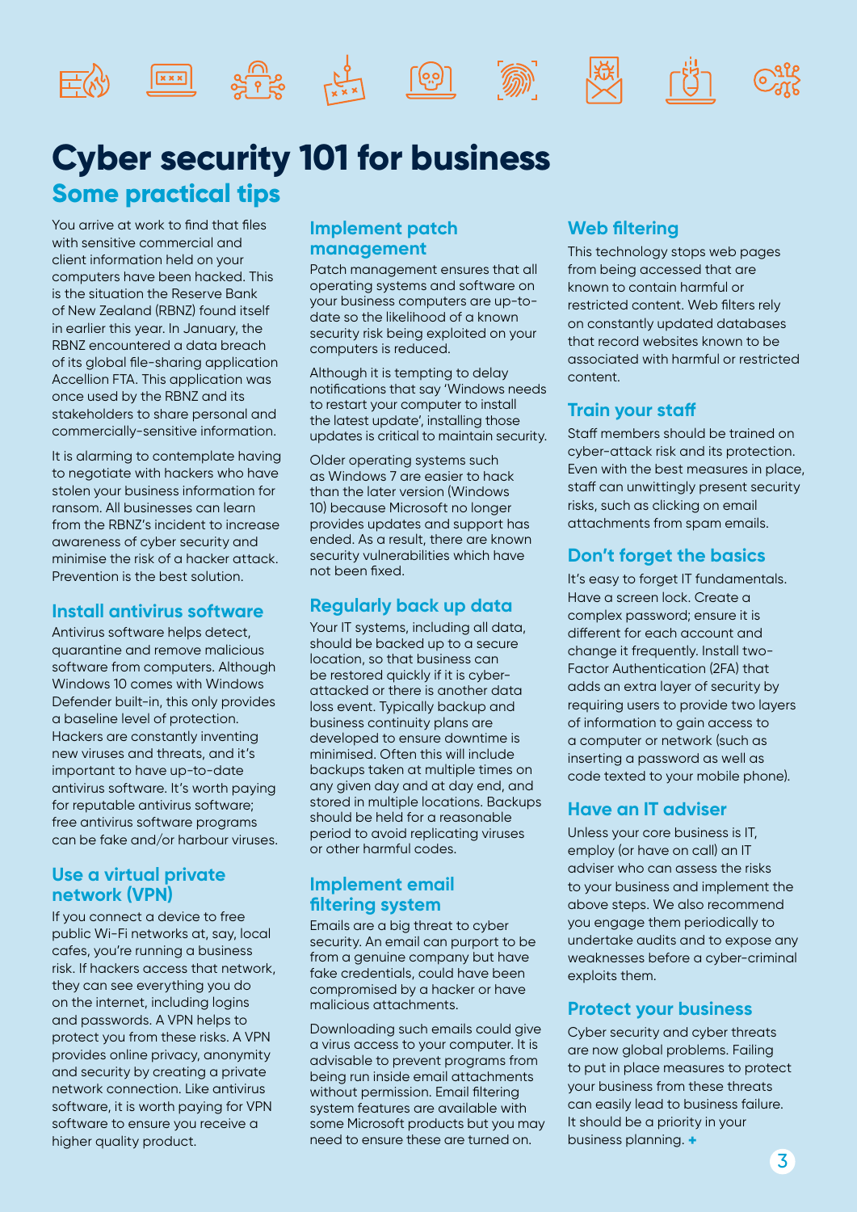# Cyber security 101 for business

## Some practical tips

You arrive at work to find that files with sensitive commercial and client information held on your computers have been hacked. This is the situation the Reserve Bank of New Zealand (RBNZ) found itself in earlier this year. In January, the RBNZ encountered a data breach of its global file-sharing application Accellion FTA. This application was once used by the RBNZ and its stakeholders to share personal and commercially-sensitive information.

It is alarming to contemplate having to negotiate with hackers who have stolen your business information for ransom. All businesses can learn from the RBNZ's incident to increase awareness of cyber security and minimise the risk of a hacker attack. Prevention is the best solution.

### Install antivirus software

Antivirus software helps detect, quarantine and remove malicious software from computers. Although Windows 10 comes with Windows Defender built-in, this only provides a baseline level of protection. Hackers are constantly inventing new viruses and threats, and it's important to have up-to-date antivirus software. It's worth paying for reputable antivirus software; free antivirus software programs can be fake and/or harbour viruses.

### Use a virtual private network (VPN)

If you connect a device to free public Wi-Fi networks at, say, local cafes, you're running a business risk. If hackers access that network, they can see everything you do on the internet, including logins and passwords. A VPN helps to protect you from these risks. A VPN provides online privacy, anonymity and security by creating a private network connection. Like antivirus software, it is worth paying for VPN software to ensure you receive a higher quality product.

### Implement patch management

Patch management ensures that all operating systems and software on your business computers are up-to-date so the likelihood of a known security risk being exploited on your computers is reduced.

Although it is tempting to delay notifications that say 'Windows needs to restart your computer to install the latest update', installing those updates is critical to maintain security.

Older operating systems such as Windows 7 are easier to hack than the later version (Windows 10) because Microsoft no longer provides updates and support has ended. As a result, there are known security vulnerabilities which have not been fixed.

### Regularly back up data

Your IT systems, including all data, should be backed up to a secure location, so that business can be restored quickly if it is cyber-attacked or there is another data loss event. Typically backup and business continuity plans are developed to ensure downtime is minimised. Often this will include backups taken at multiple times on any given day and at day end, and stored in multiple locations. Backups should be held for a reasonable period to avoid replicating viruses or other harmful codes.

### Implement email filtering system

Emails are a big threat to cyber security. An email can purport to be from a genuine company but have fake credentials, could have been compromised by a hacker or have malicious attachments.

Downloading such emails could give a virus access to your computer. It is advisable to prevent programs from being run inside email attachments without permission. Email filtering system features are available with some Microsoft products but you may need to ensure these are turned on.

### Web filtering

This technology stops web pages from being accessed that are known to contain harmful or restricted content. Web filters rely on constantly updated databases that record websites known to be associated with harmful or restricted content.

### Train your staff

Staff members should be trained on cyber-attack risk and its protection. Even with the best measures in place, staff can unwittingly present security risks, such as clicking on email attachments from spam emails.

### Don't forget the basics

It's easy to forget IT fundamentals. Have a screen lock. Create a complex password; ensure it is different for each account and change it frequently. Install two-Factor Authentication (2FA) that adds an extra layer of security by requiring users to provide two layers of information to gain access to a computer or network (such as inserting a password as well as code texted to your mobile phone).

### Have an IT adviser

Unless your core business is IT, employ (or have on call) an IT adviser who can assess the risks to your business and implement the above steps. We also recommend you engage them periodically to undertake audits and to expose any weaknesses before a cyber-criminal exploits them.

### Protect your business

Cyber security and cyber threats are now global problems. Failing to put in place measures to protect your business from these threats can easily lead to business failure. It should be a priority in your business planning. +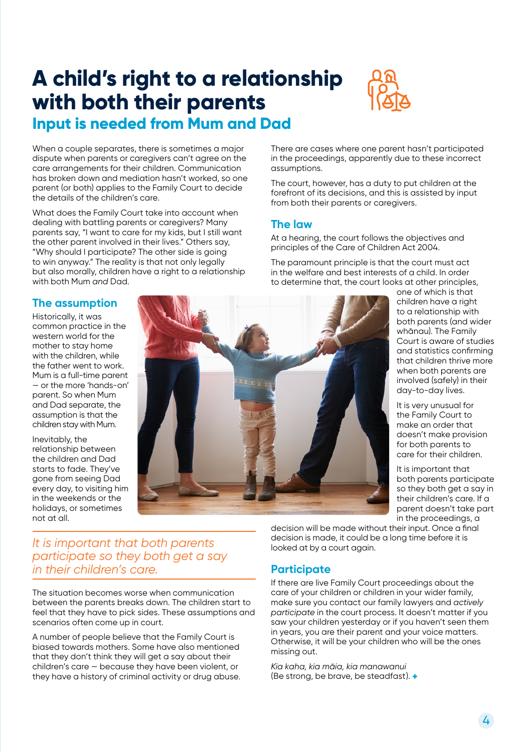# A child's right to a relationship with both their parents

## Input is needed from Mum and Dad

When a couple separates, there is sometimes a major dispute when parents or caregivers can't agree on the care arrangements for their children. Communication has broken down and mediation hasn't worked, so one parent (or both) applies to the Family Court to decide the details of the children's care.

What does the Family Court take into account when dealing with battling parents or caregivers? Many parents say, "I want to care for my kids, but I still want the other parent involved in their lives." Others say, "Why should I participate? The other side is going to win anyway." The reality is that not only legally but also morally, children have a right to a relationship with both Mum *and* Dad.

### The assumption

Historically, it was common practice in the western world for the mother to stay home with the children, while the father went to work. Mum is a full-time parent — or the more 'hands-on' parent. So when Mum and Dad separate, the assumption is that the children stay with Mum.

Inevitably, the relationship between the children and Dad starts to fade. They've gone from seeing Dad every day, to visiting him in the weekends or the holidays, or sometimes not at all.

*It is important that both parents participate so they both get a say in their children's care.*

The situation becomes worse when communication between the parents breaks down. The children start to feel that they have to pick sides. These assumptions and scenarios often come up in court.

A number of people believe that the Family Court is biased towards mothers. Some have also mentioned that they don't think they will get a say about their children's care — because they have been violent, or they have a history of criminal activity or drug abuse.

There are cases where one parent hasn't participated in the proceedings, apparently due to these incorrect assumptions.

The court, however, has a duty to put children at the forefront of its decisions, and this is assisted by input from both their parents or caregivers.

### The law

At a hearing, the court follows the objectives and principles of the Care of Children Act 2004.

The paramount principle is that the court must act in the welfare and best interests of a child. In order to determine that, the court looks at other principles, one of which is that children have a right to a relationship with both parents (and wider whānau). The Family Court is aware of studies and statistics confirming that children thrive more when both parents are involved (safely) in their day-to-day lives.

It is very unusual for the Family Court to make an order that doesn't make provision for both parents to care for their children.

It is important that both parents participate so they both get a say in their children's care. If a parent doesn't take part in the proceedings, a decision will be made without their input. Once a final decision is made, it could be a long time before it is looked at by a court again.

### Participate

If there are live Family Court proceedings about the care of your children or children in your wider family, make sure you contact our family lawyers and *actively participate* in the court process. It doesn't matter if you saw your children yesterday or if you haven't seen them in years, you are their parent and your voice matters. Otherwise, it will be your children who will be the ones missing out.

*Kia kaha, kia māia, kia manawanui*
(Be strong, be brave, be steadfast).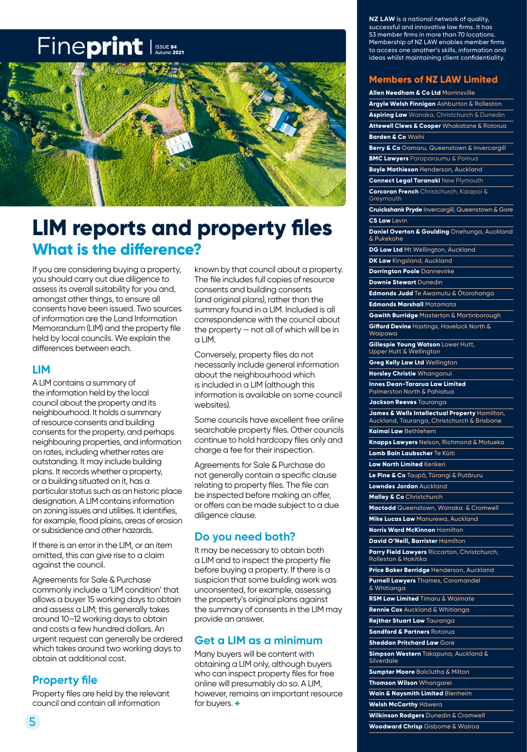# Fineprint

ISSUE 84 Autumn 2021

# LIM reports and property files

## What is the difference?

If you are considering buying a property, you should carry out due diligence to assess its overall suitability for you and, amongst other things, to ensure all consents have been issued. Two sources of information are the Land Information Memorandum (LIM) and the property file held by local councils. We explain the differences between each.

### LIM

A LIM contains a summary of the information held by the local council about the property and its neighbourhood. It holds a summary of resource consents and building consents for the property, and perhaps neighbouring properties, and information on rates, including whether rates are outstanding. It may include building plans. It records whether a property, or a building situated on it, has a particular status such as an historic place designation. A LIM contains information on zoning issues and utilities. It identifies, for example, flood plains, areas of erosion or subsidence and other hazards.

If there is an error in the LIM, or an item omitted, this can give rise to a claim against the council.

Agreements for Sale & Purchase commonly include a 'LIM condition' that allows a buyer 15 working days to obtain and assess a LIM; this generally takes around 10–12 working days to obtain and costs a few hundred dollars. An urgent request can generally be ordered which takes around two working days to obtain at additional cost.

### Property file

Property files are held by the relevant council and contain all information known by that council about a property. The file includes full copies of resource consents and building consents (and original plans), rather than the summary found in a LIM. Included is all correspondence with the council about the property — not all of which will be in a LIM.

Conversely, property files do not necessarily include general information about the neighbourhood which is included in a LIM (although this information is available on some council websites).

Some councils have excellent free online searchable property files. Other councils continue to hold hardcopy files only and charge a fee for their inspection.

Agreements for Sale & Purchase do not generally contain a specific clause relating to property files. The file can be inspected before making an offer, or offers can be made subject to a due diligence clause.

### Do you need both?

It may be necessary to obtain both a LIM and to inspect the property file before buying a property. If there is a suspicion that some building work was unconsented, for example, assessing the property's original plans against the summary of consents in the LIM may provide an answer.

### Get a LIM as a minimum

Many buyers will be content with obtaining a LIM only, although buyers who can inspect property files for free online will presumably do so. A LIM, however, remains an important resource for buyers. +

---

**NZ LAW** is a national network of quality, successful and innovative law firms. It has 53 member firms in more than 70 locations. Membership of NZ LAW enables member firms to access one another's skills, information and ideas whilst maintaining client confidentiality.

## Members of NZ LAW Limited

**Allen Needham & Co Ltd** Morrinsville
**Argyle Welsh Finnigan** Ashburton & Rolleston
**Aspiring Law** Wanaka, Christchurch & Dunedin
**Attewell Clews & Cooper** Whakatane & Rotorua
**Barden & Co** Waihi
**Berry & Co** Oamaru, Queenstown & Invercargill
**BMC Lawyers** Paraparaumu & Porirua
**Boyle Mathieson** Henderson, Auckland
**Connect Legal Taranaki** New Plymouth
**Corcoran French** Christchurch, Kaiapoi & Greymouth
**Cruickshank Pryde** Invercargill, Queenstown & Gore
**CS Law** Levin
**Daniel Overton & Goulding** Onehunga, Auckland & Pukekohe
**DG Law Ltd** Mt Wellington, Auckland
**DK Law** Kingsland, Auckland
**Dorrington Poole** Dannevirke
**Downie Stewart** Dunedin
**Edmonds Judd** Te Awamutu & Ōtorohanga
**Edmonds Marshall** Matamata
**Gawith Burridge** Masterton & Martinborough
**Gifford Devine** Hastings, Havelock North & Waipawa
**Gillespie Young Watson** Lower Hutt, Upper Hutt & Wellington
**Greg Kelly Law Ltd** Wellington
**Horsley Christie** Whanganui
**Innes Dean-Tararua Law Limited** Palmerston North & Pahiatua
**Jackson Reeves** Tauranga
**James & Wells Intellectual Property** Hamilton, Auckland, Tauranga, Christchurch & Brisbane
**Kaimai Law** Bethlehem
**Knapps Lawyers** Nelson, Richmond & Motueka
**Lamb Bain Laubscher** Te Kūiti
**Law North Limited** Kerikeri
**Le Pine & Co** Taupō, Tūrangi & Putāruru
**Lowndes Jordan** Auckland
**Malley & Co** Christchurch
**Mactodd** Queenstown, Wanaka & Cromwell
**Mike Lucas Law** Manurewa, Auckland
**Norris Ward McKinnon** Hamilton
**David O'Neill, Barrister** Hamilton
**Parry Field Lawyers** Riccarton, Christchurch, Rolleston & Hokitika
**Price Baker Berridge** Henderson, Auckland
**Purnell Lawyers** Thames, Coromandel & Whitianga
**RSM Law Limited** Timaru & Waimate
**Rennie Cox** Auckland & Whitianga
**Rejthar Stuart Law** Tauranga
**Sandford & Partners** Rotorua
**Sheddan Pritchard Law** Gore
**Simpson Western** Takapuna, Auckland & Silverdale
**Sumpter Moore** Balclutha & Milton
**Thomson Wilson** Whangarei
**Wain & Naysmith Limited** Blenheim
**Welsh McCarthy** Hāwera
**Wilkinson Rodgers** Dunedin & Cromwell
**Woodward Chrisp** Gisborne & Wairoa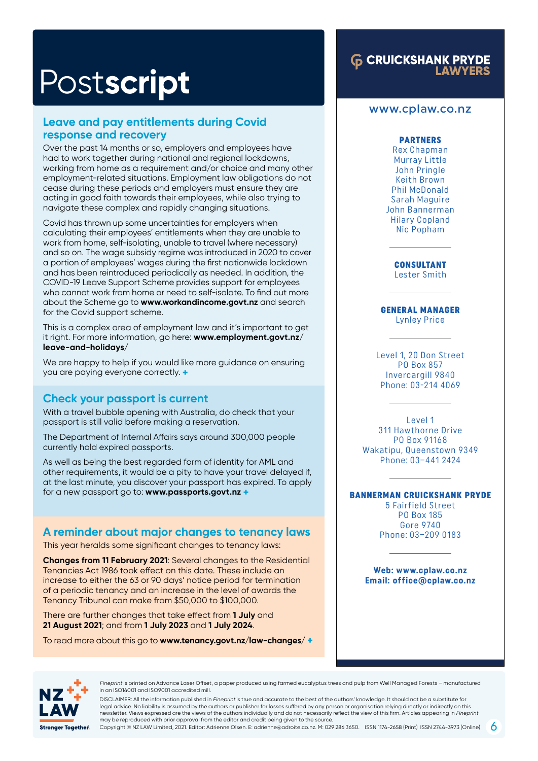# Postscript

## Leave and pay entitlements during Covid response and recovery

Over the past 14 months or so, employers and employees have had to work together during national and regional lockdowns, working from home as a requirement and/or choice and many other employment-related situations. Employment law obligations do not cease during these periods and employers must ensure they are acting in good faith towards their employees, while also trying to navigate these complex and rapidly changing situations.

Covid has thrown up some uncertainties for employers when calculating their employees' entitlements when they are unable to work from home, self-isolating, unable to travel (where necessary) and so on. The wage subsidy regime was introduced in 2020 to cover a portion of employees' wages during the first nationwide lockdown and has been reintroduced periodically as needed. In addition, the COVID-19 Leave Support Scheme provides support for employees who cannot work from home or need to self-isolate. To find out more about the Scheme go to **www.workandincome.govt.nz** and search for the Covid support scheme.

This is a complex area of employment law and it's important to get it right. For more information, go here: **www.employment.govt.nz/leave-and-holidays/**

We are happy to help if you would like more guidance on ensuring you are paying everyone correctly. +

## Check your passport is current

With a travel bubble opening with Australia, do check that your passport is still valid before making a reservation.

The Department of Internal Affairs says around 300,000 people currently hold expired passports.

As well as being the best regarded form of identity for AML and other requirements, it would be a pity to have your travel delayed if, at the last minute, you discover your passport has expired. To apply for a new passport go to: **www.passports.govt.nz** +

## A reminder about major changes to tenancy laws

This year heralds some significant changes to tenancy laws:

**Changes from 11 February 2021**: Several changes to the Residential Tenancies Act 1986 took effect on this date. These include an increase to either the 63 or 90 days' notice period for termination of a periodic tenancy and an increase in the level of awards the Tenancy Tribunal can make from $50,000 to $100,000.

There are further changes that take effect from **1 July** and **21 August 2021**; and from **1 July 2023** and **1 July 2024**.

To read more about this go to **www.tenancy.govt.nz/law-changes/** +

---

**CRUICKSHANK PRYDE LAWYERS**

www.cplaw.co.nz

**PARTNERS**
Rex Chapman
Murray Little
John Pringle
Keith Brown
Phil McDonald
Sarah Maguire
John Bannerman
Hilary Copland
Nic Popham

**CONSULTANT**
Lester Smith

**GENERAL MANAGER**
Lynley Price

Level 1, 20 Don Street
PO Box 857
Invercargill 9840
Phone: 03-214 4069

Level 1
311 Hawthorne Drive
PO Box 91168
Wakatipu, Queenstown 9349
Phone: 03–441 2424

**BANNERMAN CRUICKSHANK PRYDE**
5 Fairfield Street
PO Box 185
Gore 9740
Phone: 03–209 0183

**Web: www.cplaw.co.nz**
**Email: office@cplaw.co.nz**

---

NZ LAW Stronger Together.

*Fineprint* is printed on Advance Laser Offset, a paper produced using farmed eucalyptus trees and pulp from Well Managed Forests – manufactured in an ISO14001 and ISO9001 accredited mill.

DISCLAIMER: All the information published in *Fineprint* is true and accurate to the best of the authors' knowledge. It should not be a substitute for legal advice. No liability is assumed by the authors or publisher for losses suffered by any person or organisation relying directly or indirectly on this newsletter. Views expressed are the views of the authors individually and do not necessarily reflect the view of this firm. Articles appearing in *Fineprint* may be reproduced with prior approval from the editor and credit being given to the source.

Copyright © NZ LAW Limited, 2021. Editor: Adrienne Olsen. E: adrienne@adroite.co.nz. M: 029 286 3650. ISSN 1174-2658 (Print) ISSN 2744-3973 (Online)